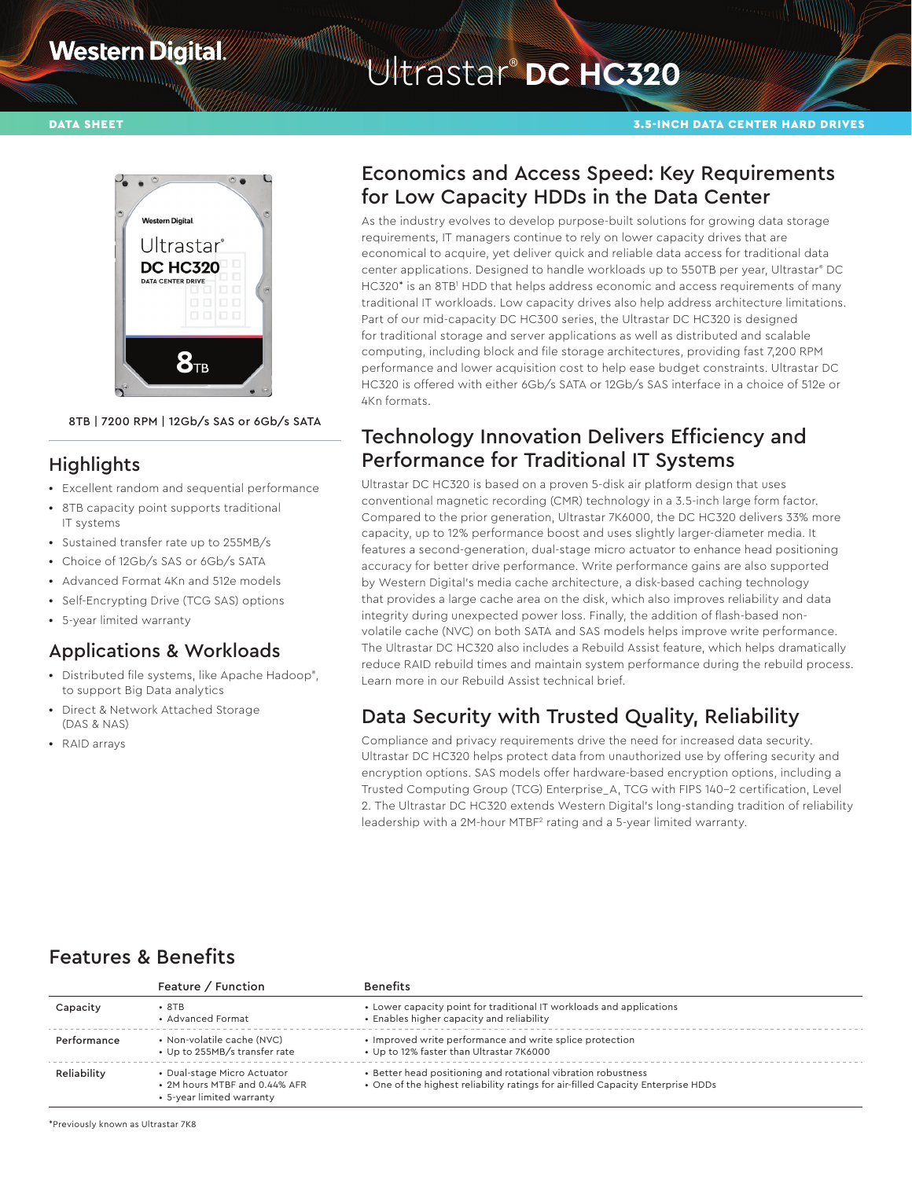Western Digital.

# Ultrastar® DC HC320

DATA SHEET

3.5-INCH DATA CENTER HARD DRIVES

8TB | 7200 RPM | 12Gb/s SAS or 6Gb/s SATA

## Highlights

- Excellent random and sequential performance
- 8TB capacity point supports traditional IT systems
- Sustained transfer rate up to 255MB/s
- Choice of 12Gb/s SAS or 6Gb/s SATA
- Advanced Format 4Kn and 512e models
- Self-Encrypting Drive (TCG SAS) options
- 5-year limited warranty

## Applications & Workloads

- Distributed file systems, like Apache Hadoop®, to support Big Data analytics
- Direct & Network Attached Storage (DAS & NAS)
- RAID arrays

## Economics and Access Speed: Key Requirements for Low Capacity HDDs in the Data Center

As the industry evolves to develop purpose-built solutions for growing data storage requirements, IT managers continue to rely on lower capacity drives that are economical to acquire, yet deliver quick and reliable data access for traditional data center applications. Designed to handle workloads up to 550TB per year, Ultrastar® DC HC320* is an 8TB[1] HDD that helps address economic and access requirements of many traditional IT workloads. Low capacity drives also help address architecture limitations. Part of our mid-capacity DC HC300 series, the Ultrastar DC HC320 is designed for traditional storage and server applications as well as distributed and scalable computing, including block and file storage architectures, providing fast 7,200 RPM performance and lower acquisition cost to help ease budget constraints. Ultrastar DC HC320 is offered with either 6Gb/s SATA or 12Gb/s SAS interface in a choice of 512e or 4Kn formats.

## Technology Innovation Delivers Efficiency and Performance for Traditional IT Systems

Ultrastar DC HC320 is based on a proven 5-disk air platform design that uses conventional magnetic recording (CMR) technology in a 3.5-inch large form factor. Compared to the prior generation, Ultrastar 7K6000, the DC HC320 delivers 33% more capacity, up to 12% performance boost and uses slightly larger-diameter media. It features a second-generation, dual-stage micro actuator to enhance head positioning accuracy for better drive performance. Write performance gains are also supported by Western Digital's media cache architecture, a disk-based caching technology that provides a large cache area on the disk, which also improves reliability and data integrity during unexpected power loss. Finally, the addition of flash-based non-volatile cache (NVC) on both SATA and SAS models helps improve write performance. The Ultrastar DC HC320 also includes a Rebuild Assist feature, which helps dramatically reduce RAID rebuild times and maintain system performance during the rebuild process. Learn more in our Rebuild Assist technical brief.

## Data Security with Trusted Quality, Reliability

Compliance and privacy requirements drive the need for increased data security. Ultrastar DC HC320 helps protect data from unauthorized use by offering security and encryption options. SAS models offer hardware-based encryption options, including a Trusted Computing Group (TCG) Enterprise_A, TCG with FIPS 140-2 certification, Level 2. The Ultrastar DC HC320 extends Western Digital's long-standing tradition of reliability leadership with a 2M-hour MTBF[2] rating and a 5-year limited warranty.

## Features & Benefits

| | Feature / Function | Benefits |
|---|---|---|
| Capacity | • 8TB<br>• Advanced Format | • Lower capacity point for traditional IT workloads and applications<br>• Enables higher capacity and reliability |
| Performance | • Non-volatile cache (NVC)<br>• Up to 255MB/s transfer rate | • Improved write performance and write splice protection<br>• Up to 12% faster than Ultrastar 7K6000 |
| Reliability | • Dual-stage Micro Actuator<br>• 2M hours MTBF and 0.44% AFR<br>• 5-year limited warranty | • Better head positioning and rotational vibration robustness<br>• One of the highest reliability ratings for air-filled Capacity Enterprise HDDs |

*Previously known as Ultrastar 7K8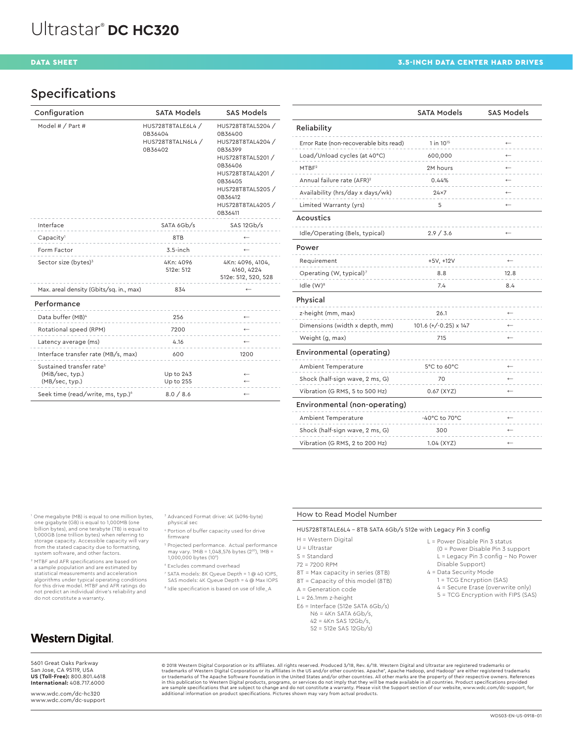# Ultrastar® DC HC320

DATA SHEET

3.5-INCH DATA CENTER HARD DRIVES

## Specifications

| Configuration | SATA Models | SAS Models |
|---|---|---|
| Model # / Part # | HUS728T8TALE6L4 / 0B36404<br>HUS728T8TALN6L4 / 0B36402 | HUS728T8TAL5204 / 0B36400<br>HUS728T8TAL4204 / 0B36399<br>HUS728T8TAL5201 / 0B36406<br>HUS728T8TAL4201 / 0B36405<br>HUS728T8TAL5205 / 0B36412<br>HUS728T8TAL4205 / 0B36411 |
| Interface | SATA 6Gb/s | SAS 12Gb/s |
| Capacity[1] | 8TB | ← |
| Form Factor | 3.5-inch | ← |
| Sector size (bytes)[3] | 4Kn: 4096<br>512e: 512 | 4Kn: 4096, 4104, 4160, 4224<br>512e: 512, 520, 528 |
| Max. areal density (Gbits/sq. in., max) | 834 | ← |
| **Performance** | | |
| Data buffer (MB)[4] | 256 | ← |
| Rotational speed (RPM) | 7200 | ← |
| Latency average (ms) | 4.16 | ← |
| Interface transfer rate (MB/s, max) | 600 | 1200 |
| Sustained transfer rate[5]<br>(MiB/sec, typ.)<br>(MB/sec, typ.) | <br>Up to 243<br>Up to 255 | <br>←<br>← |
| Seek time (read/write, ms, typ.)[6] | 8.0 / 8.6 | ← |

| | SATA Models | SAS Models |
|---|---|---|
| **Reliability** | | |
| Error Rate (non-recoverable bits read) | 1 in $10^{15}$ | ← |
| Load/Unload cycles (at 40°C) | 600,000 | ← |
| MTBF[2] | 2M hours | ← |
| Annual failure rate (AFR)[2] | 0.44% | ← |
| Availability (hrs/day x days/wk) | 24×7 | ← |
| Limited Warranty (yrs) | 5 | ← |
| **Acoustics** | | |
| Idle/Operating (Bels, typical) | 2.9 / 3.6 | ← |
| **Power** | | |
| Requirement | +5V, +12V | ← |
| Operating (W, typical)[7] | 8.8 | 12.8 |
| Idle (W)[8] | 7.4 | 8.4 |
| **Physical** | | |
| z-height (mm, max) | 26.1 | ← |
| Dimensions (width x depth, mm) | 101.6 (+/-0.25) x 147 | ← |
| Weight (g, max) | 715 | ← |
| **Environmental (operating)** | | |
| Ambient Temperature | 5°C to 60°C | ← |
| Shock (half-sign wave, 2 ms, G) | 70 | ← |
| Vibration (G RMS, 5 to 500 Hz) | 0.67 (XYZ) | ← |
| **Environmental (non-operating)** | | |
| Ambient Temperature | -40°C to 70°C | ← |
| Shock (half-sign wave, 2 ms, G) | 300 | ← |
| Vibration (G RMS, 2 to 200 Hz) | 1.04 (XYZ) | ← |

[1] One megabyte (MB) is equal to one million bytes, one gigabyte (GB) is equal to 1,000MB (one billion bytes), and one terabyte (TB) is equal to 1,000GB (one trillion bytes) when referring to storage capacity. Accessible capacity will vary from the stated capacity due to formatting, system software, and other factors.

[2] MTBF and AFR specifications are based on a sample population and are estimated by statistical measurements and acceleration algorithms under typical operating conditions for this drive model. MTBF and AFR ratings do not predict an individual drive's reliability and do not constitute a warranty.

[3] Advanced Format drive: 4K (4096-byte) physical sec

[4] Portion of buffer capacity used for drive firmware

[5] Projected performance. Actual performance may vary. 1MiB = 1,048,576 bytes ($2^{20}$), 1MB = 1,000,000 bytes ($10^6$)

[6] Excludes command overhead

[7] SATA models: 8K Queue Depth = 1 @ 40 IOPS, SAS models: 4K Queue Depth = 4 @ Max IOPS

[8] Idle specification is based on use of Idle_A

### How to Read Model Number

HUS728T8TALE6L4 – 8TB SATA 6Gb/s 512e with Legacy Pin 3 config

H = Western Digital
U = Ultrastar
S = Standard
72 = 7200 RPM
8T = Max capacity in series (8TB)
8T = Capacity of this model (8TB)
A = Generation code
L = 26.1mm z-height
E6 = Interface (512e SATA 6Gb/s)
    N6 = 4Kn SATA 6Gb/s,
    42 = 4Kn SAS 12Gb/s,
    52 = 512e SAS 12Gb/s)

L = Power Disable Pin 3 status
    (0 = Power Disable Pin 3 support
    L = Legacy Pin 3 config – No Power Disable Support)
4 = Data Security Mode
    1 = TCG Encryption (SAS)
    4 = Secure Erase (overwrite only)
    5 = TCG Encryption with FIPS (SAS)

**Western Digital.**

5601 Great Oaks Parkway
San Jose, CA 95119, USA
**US (Toll-Free):** 800.801.4618
**International:** 408.717.6000

www.wdc.com/dc-hc320
www.wdc.com/dc-support

© 2018 Western Digital Corporation or its affiliates. All rights reserved. Produced 3/18, Rev. 6/18. Western Digital and Ultrastar are registered trademarks or trademarks of Western Digital Corporation or its affiliates in the US and/or other countries. Apache®, Apache Hadoop, and Hadoop® are either registered trademarks or trademarks of The Apache Software Foundation in the United States and/or other countries. All other marks are the property of their respective owners. References in this publication to Western Digital products, programs, or services do not imply that they will be made available in all countries. Product specifications provided are sample specifications that are subject to change and do not constitute a warranty. Please visit the Support section of our website, www.wdc.com/dc-support, for additional information on product specifications. Pictures shown may vary from actual products.

WDS03-EN-US-0918-01